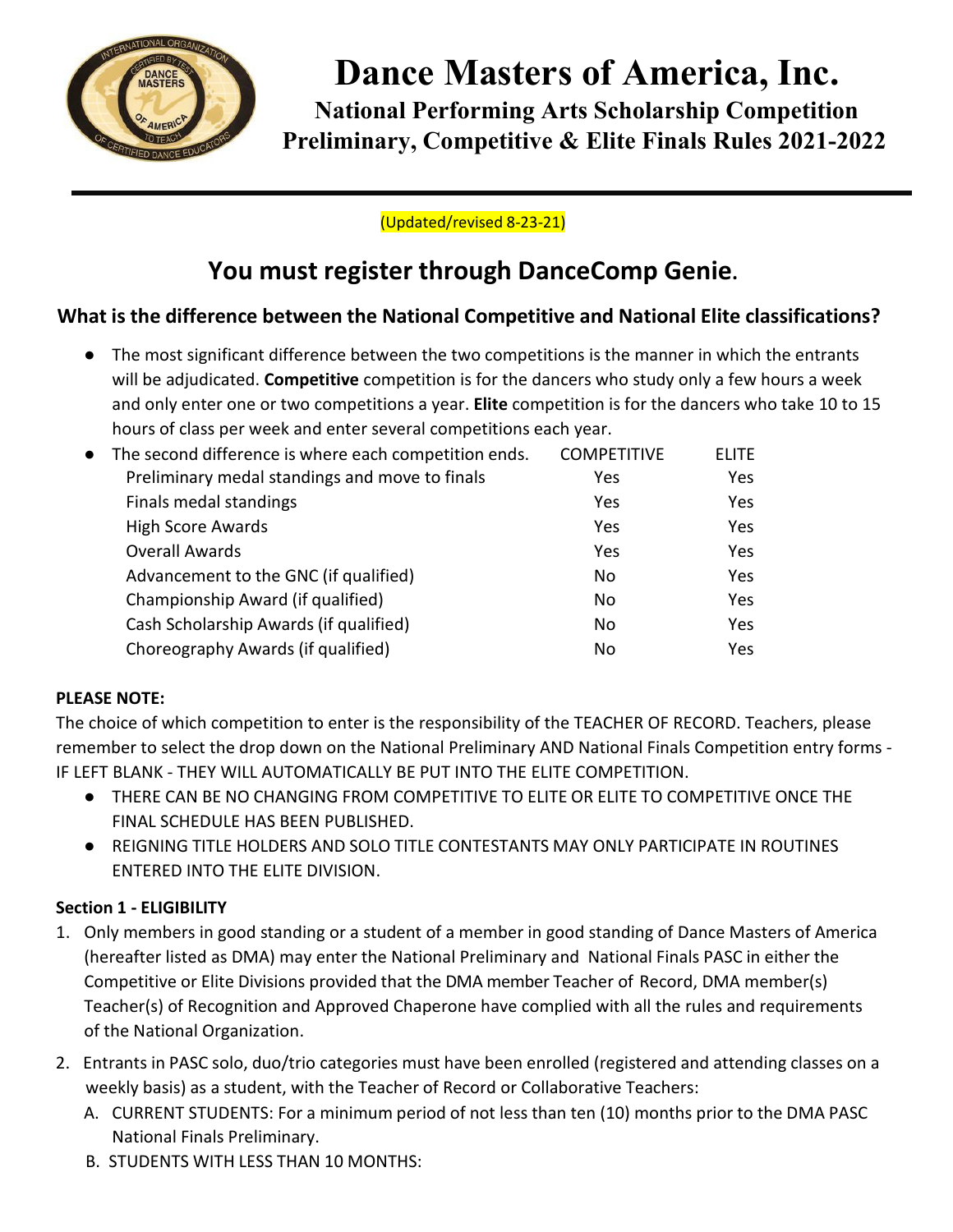# Dance Masters of America, Inc.

## National Performing Arts Scholarship Competition
## Preliminary, Competitive & Elite Finals Rules 2021-2022

(Updated/revised 8-23-21)

## You must register through DanceComp Genie.

### What is the difference between the National Competitive and National Elite classifications?

- The most significant difference between the two competitions is the manner in which the entrants will be adjudicated. **Competitive** competition is for the dancers who study only a few hours a week and only enter one or two competitions a year. **Elite** competition is for the dancers who take 10 to 15 hours of class per week and enter several competitions each year.
- The second difference is where each competition ends.

| | COMPETITIVE | ELITE |
|---|---|---|
| Preliminary medal standings and move to finals | Yes | Yes |
| Finals medal standings | Yes | Yes |
| High Score Awards | Yes | Yes |
| Overall Awards | Yes | Yes |
| Advancement to the GNC (if qualified) | No | Yes |
| Championship Award (if qualified) | No | Yes |
| Cash Scholarship Awards (if qualified) | No | Yes |
| Choreography Awards (if qualified) | No | Yes |

**PLEASE NOTE:**

The choice of which competition to enter is the responsibility of the TEACHER OF RECORD. Teachers, please remember to select the drop down on the National Preliminary AND National Finals Competition entry forms - IF LEFT BLANK - THEY WILL AUTOMATICALLY BE PUT INTO THE ELITE COMPETITION.

- THERE CAN BE NO CHANGING FROM COMPETITIVE TO ELITE OR ELITE TO COMPETITIVE ONCE THE FINAL SCHEDULE HAS BEEN PUBLISHED.
- REIGNING TITLE HOLDERS AND SOLO TITLE CONTESTANTS MAY ONLY PARTICIPATE IN ROUTINES ENTERED INTO THE ELITE DIVISION.

**Section 1 - ELIGIBILITY**

1. Only members in good standing or a student of a member in good standing of Dance Masters of America (hereafter listed as DMA) may enter the National Preliminary and National Finals PASC in either the Competitive or Elite Divisions provided that the DMA member Teacher of Record, DMA member(s) Teacher(s) of Recognition and Approved Chaperone have complied with all the rules and requirements of the National Organization.
2. Entrants in PASC solo, duo/trio categories must have been enrolled (registered and attending classes on a weekly basis) as a student, with the Teacher of Record or Collaborative Teachers:
   A. CURRENT STUDENTS: For a minimum period of not less than ten (10) months prior to the DMA PASC National Finals Preliminary.
   B. STUDENTS WITH LESS THAN 10 MONTHS: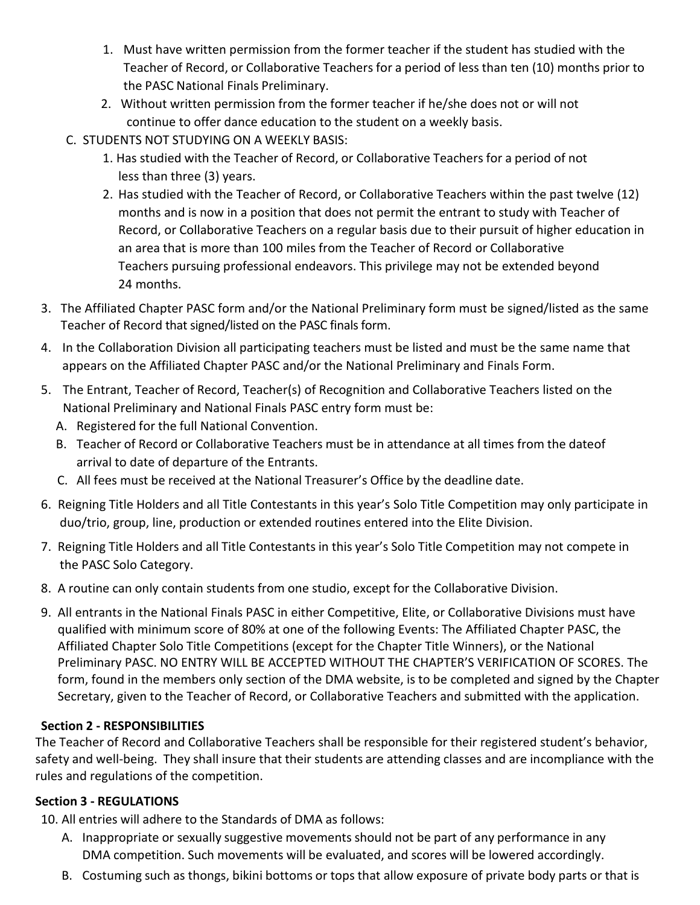1. Must have written permission from the former teacher if the student has studied with the Teacher of Record, or Collaborative Teachers for a period of less than ten (10) months prior to the PASC National Finals Preliminary.
2. Without written permission from the former teacher if he/she does not or will not continue to offer dance education to the student on a weekly basis.

C. STUDENTS NOT STUDYING ON A WEEKLY BASIS:

1. Has studied with the Teacher of Record, or Collaborative Teachers for a period of not less than three (3) years.
2. Has studied with the Teacher of Record, or Collaborative Teachers within the past twelve (12) months and is now in a position that does not permit the entrant to study with Teacher of Record, or Collaborative Teachers on a regular basis due to their pursuit of higher education in an area that is more than 100 miles from the Teacher of Record or Collaborative Teachers pursuing professional endeavors. This privilege may not be extended beyond 24 months.

3. The Affiliated Chapter PASC form and/or the National Preliminary form must be signed/listed as the same Teacher of Record that signed/listed on the PASC finals form.
4. In the Collaboration Division all participating teachers must be listed and must be the same name that appears on the Affiliated Chapter PASC and/or the National Preliminary and Finals Form.
5. The Entrant, Teacher of Record, Teacher(s) of Recognition and Collaborative Teachers listed on the National Preliminary and National Finals PASC entry form must be:
   - A. Registered for the full National Convention.
   - B. Teacher of Record or Collaborative Teachers must be in attendance at all times from the dateof arrival to date of departure of the Entrants.
   - C. All fees must be received at the National Treasurer's Office by the deadline date.
6. Reigning Title Holders and all Title Contestants in this year's Solo Title Competition may only participate in duo/trio, group, line, production or extended routines entered into the Elite Division.
7. Reigning Title Holders and all Title Contestants in this year's Solo Title Competition may not compete in the PASC Solo Category.
8. A routine can only contain students from one studio, except for the Collaborative Division.
9. All entrants in the National Finals PASC in either Competitive, Elite, or Collaborative Divisions must have qualified with minimum score of 80% at one of the following Events: The Affiliated Chapter PASC, the Affiliated Chapter Solo Title Competitions (except for the Chapter Title Winners), or the National Preliminary PASC. NO ENTRY WILL BE ACCEPTED WITHOUT THE CHAPTER'S VERIFICATION OF SCORES. The form, found in the members only section of the DMA website, is to be completed and signed by the Chapter Secretary, given to the Teacher of Record, or Collaborative Teachers and submitted with the application.

**Section 2 - RESPONSIBILITIES**

The Teacher of Record and Collaborative Teachers shall be responsible for their registered student's behavior, safety and well-being. They shall insure that their students are attending classes and are incompliance with the rules and regulations of the competition.

**Section 3 - REGULATIONS**

10. All entries will adhere to the Standards of DMA as follows:
    - A. Inappropriate or sexually suggestive movements should not be part of any performance in any DMA competition. Such movements will be evaluated, and scores will be lowered accordingly.
    - B. Costuming such as thongs, bikini bottoms or tops that allow exposure of private body parts or that is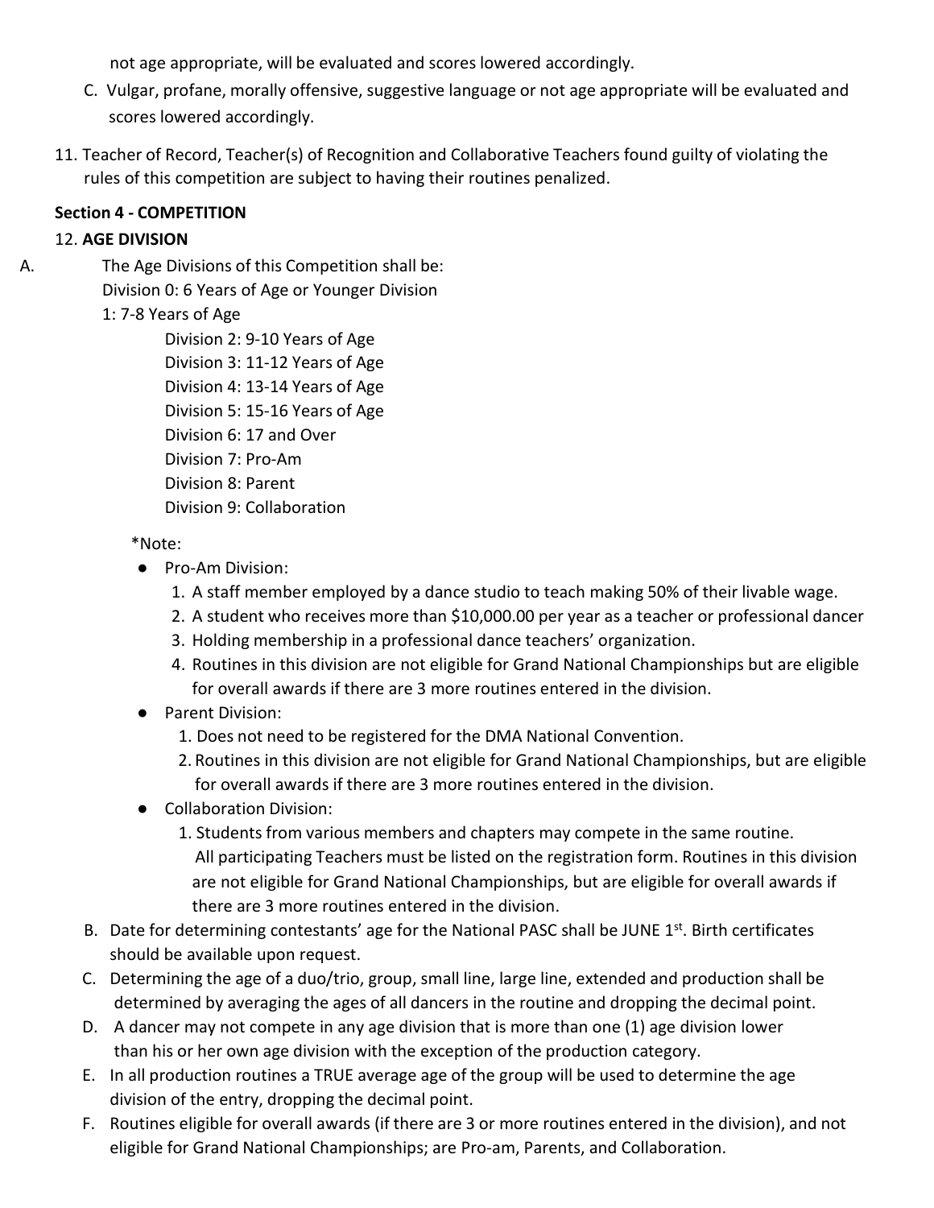not age appropriate, will be evaluated and scores lowered accordingly.

C. Vulgar, profane, morally offensive, suggestive language or not age appropriate will be evaluated and scores lowered accordingly.

11. Teacher of Record, Teacher(s) of Recognition and Collaborative Teachers found guilty of violating the rules of this competition are subject to having their routines penalized.

**Section 4 - COMPETITION**

12. **AGE DIVISION**

A. The Age Divisions of this Competition shall be:
   - Division 0: 6 Years of Age or Younger Division
   - 1: 7-8 Years of Age
   - Division 2: 9-10 Years of Age
   - Division 3: 11-12 Years of Age
   - Division 4: 13-14 Years of Age
   - Division 5: 15-16 Years of Age
   - Division 6: 17 and Over
   - Division 7: Pro-Am
   - Division 8: Parent
   - Division 9: Collaboration

   *Note:
   - Pro-Am Division:
     1. A staff member employed by a dance studio to teach making 50% of their livable wage.
     2. A student who receives more than $10,000.00 per year as a teacher or professional dancer
     3. Holding membership in a professional dance teachers' organization.
     4. Routines in this division are not eligible for Grand National Championships but are eligible for overall awards if there are 3 more routines entered in the division.
   - Parent Division:
     1. Does not need to be registered for the DMA National Convention.
     2. Routines in this division are not eligible for Grand National Championships, but are eligible for overall awards if there are 3 more routines entered in the division.
   - Collaboration Division:
     1. Students from various members and chapters may compete in the same routine. All participating Teachers must be listed on the registration form. Routines in this division are not eligible for Grand National Championships, but are eligible for overall awards if there are 3 more routines entered in the division.

B. Date for determining contestants' age for the National PASC shall be JUNE 1st. Birth certificates should be available upon request.

C. Determining the age of a duo/trio, group, small line, large line, extended and production shall be determined by averaging the ages of all dancers in the routine and dropping the decimal point.

D. A dancer may not compete in any age division that is more than one (1) age division lower than his or her own age division with the exception of the production category.

E. In all production routines a TRUE average age of the group will be used to determine the age division of the entry, dropping the decimal point.

F. Routines eligible for overall awards (if there are 3 or more routines entered in the division), and not eligible for Grand National Championships; are Pro-am, Parents, and Collaboration.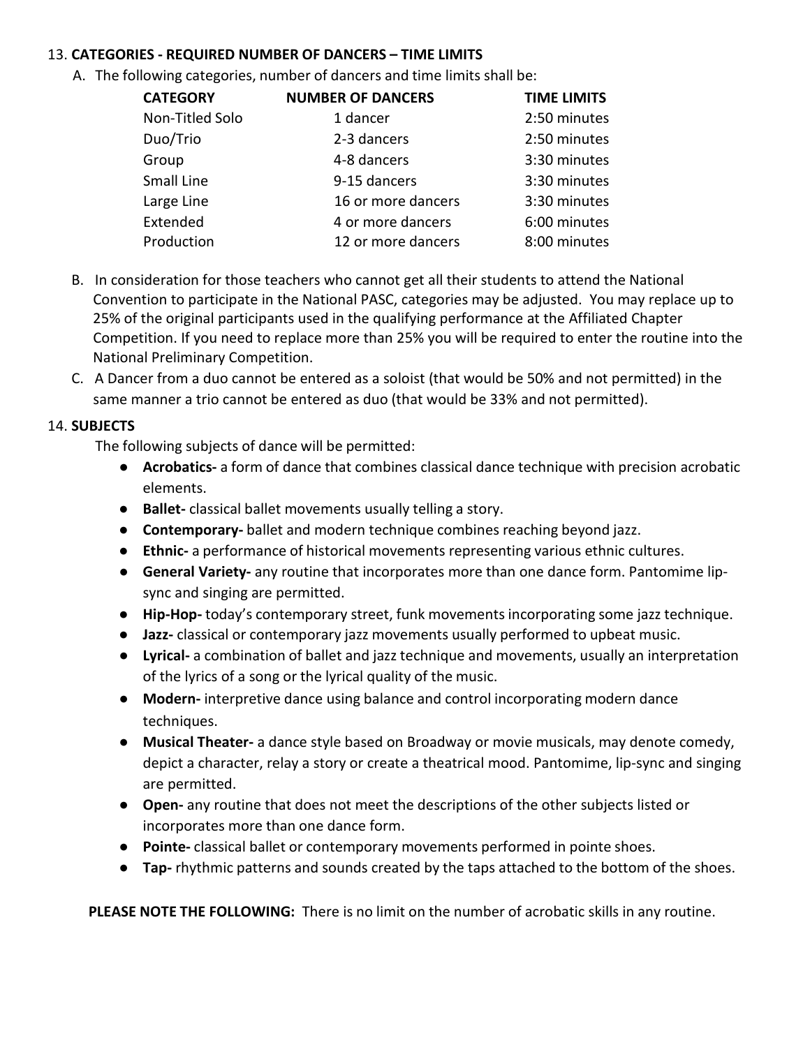13. **CATEGORIES - REQUIRED NUMBER OF DANCERS – TIME LIMITS**

A. The following categories, number of dancers and time limits shall be:

| CATEGORY | NUMBER OF DANCERS | TIME LIMITS |
|---|---|---|
| Non-Titled Solo | 1 dancer | 2:50 minutes |
| Duo/Trio | 2-3 dancers | 2:50 minutes |
| Group | 4-8 dancers | 3:30 minutes |
| Small Line | 9-15 dancers | 3:30 minutes |
| Large Line | 16 or more dancers | 3:30 minutes |
| Extended | 4 or more dancers | 6:00 minutes |
| Production | 12 or more dancers | 8:00 minutes |

B. In consideration for those teachers who cannot get all their students to attend the National Convention to participate in the National PASC, categories may be adjusted. You may replace up to 25% of the original participants used in the qualifying performance at the Affiliated Chapter Competition. If you need to replace more than 25% you will be required to enter the routine into the National Preliminary Competition.

C. A Dancer from a duo cannot be entered as a soloist (that would be 50% and not permitted) in the same manner a trio cannot be entered as duo (that would be 33% and not permitted).

14. **SUBJECTS**

The following subjects of dance will be permitted:

- **Acrobatics-** a form of dance that combines classical dance technique with precision acrobatic elements.
- **Ballet-** classical ballet movements usually telling a story.
- **Contemporary-** ballet and modern technique combines reaching beyond jazz.
- **Ethnic-** a performance of historical movements representing various ethnic cultures.
- **General Variety-** any routine that incorporates more than one dance form. Pantomime lip-sync and singing are permitted.
- **Hip-Hop-** today's contemporary street, funk movements incorporating some jazz technique.
- **Jazz-** classical or contemporary jazz movements usually performed to upbeat music.
- **Lyrical-** a combination of ballet and jazz technique and movements, usually an interpretation of the lyrics of a song or the lyrical quality of the music.
- **Modern-** interpretive dance using balance and control incorporating modern dance techniques.
- **Musical Theater-** a dance style based on Broadway or movie musicals, may denote comedy, depict a character, relay a story or create a theatrical mood. Pantomime, lip-sync and singing are permitted.
- **Open-** any routine that does not meet the descriptions of the other subjects listed or incorporates more than one dance form.
- **Pointe-** classical ballet or contemporary movements performed in pointe shoes.
- **Tap-** rhythmic patterns and sounds created by the taps attached to the bottom of the shoes.

**PLEASE NOTE THE FOLLOWING:** There is no limit on the number of acrobatic skills in any routine.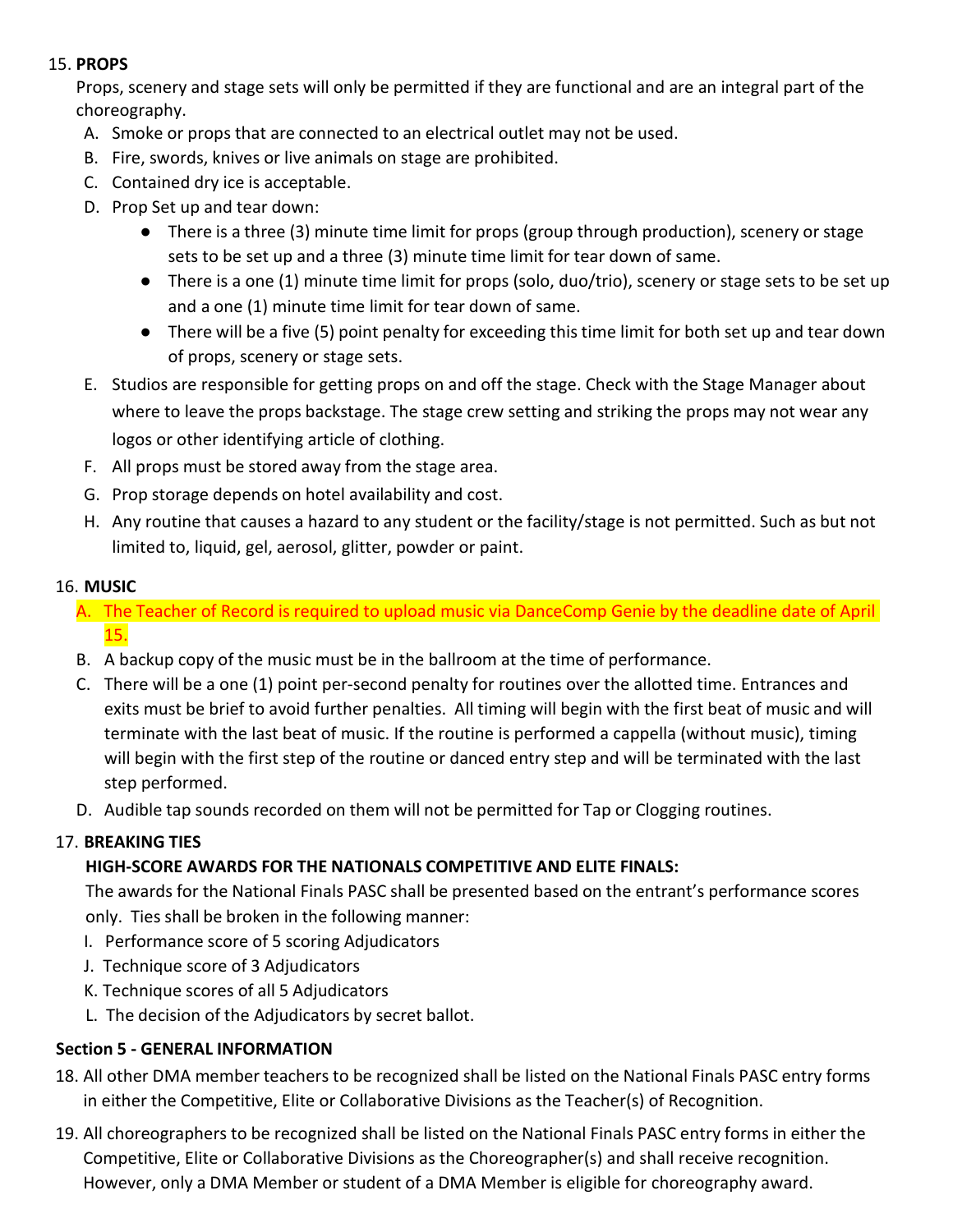15. **PROPS**

    Props, scenery and stage sets will only be permitted if they are functional and are an integral part of the choreography.

    A. Smoke or props that are connected to an electrical outlet may not be used.
    B. Fire, swords, knives or live animals on stage are prohibited.
    C. Contained dry ice is acceptable.
    D. Prop Set up and tear down:
        - There is a three (3) minute time limit for props (group through production), scenery or stage sets to be set up and a three (3) minute time limit for tear down of same.
        - There is a one (1) minute time limit for props (solo, duo/trio), scenery or stage sets to be set up and a one (1) minute time limit for tear down of same.
        - There will be a five (5) point penalty for exceeding this time limit for both set up and tear down of props, scenery or stage sets.
    E. Studios are responsible for getting props on and off the stage. Check with the Stage Manager about where to leave the props backstage. The stage crew setting and striking the props may not wear any logos or other identifying article of clothing.
    F. All props must be stored away from the stage area.
    G. Prop storage depends on hotel availability and cost.
    H. Any routine that causes a hazard to any student or the facility/stage is not permitted. Such as but not limited to, liquid, gel, aerosol, glitter, powder or paint.

16. **MUSIC**

    A. The Teacher of Record is required to upload music via DanceComp Genie by the deadline date of April 15.
    B. A backup copy of the music must be in the ballroom at the time of performance.
    C. There will be a one (1) point per-second penalty for routines over the allotted time. Entrances and exits must be brief to avoid further penalties. All timing will begin with the first beat of music and will terminate with the last beat of music. If the routine is performed a cappella (without music), timing will begin with the first step of the routine or danced entry step and will be terminated with the last step performed.
    D. Audible tap sounds recorded on them will not be permitted for Tap or Clogging routines.

17. **BREAKING TIES**

    **HIGH-SCORE AWARDS FOR THE NATIONALS COMPETITIVE AND ELITE FINALS:**

    The awards for the National Finals PASC shall be presented based on the entrant's performance scores only. Ties shall be broken in the following manner:

    I. Performance score of 5 scoring Adjudicators
    J. Technique score of 3 Adjudicators
    K. Technique scores of all 5 Adjudicators
    L. The decision of the Adjudicators by secret ballot.

**Section 5 - GENERAL INFORMATION**

18. All other DMA member teachers to be recognized shall be listed on the National Finals PASC entry forms in either the Competitive, Elite or Collaborative Divisions as the Teacher(s) of Recognition.

19. All choreographers to be recognized shall be listed on the National Finals PASC entry forms in either the Competitive, Elite or Collaborative Divisions as the Choreographer(s) and shall receive recognition. However, only a DMA Member or student of a DMA Member is eligible for choreography award.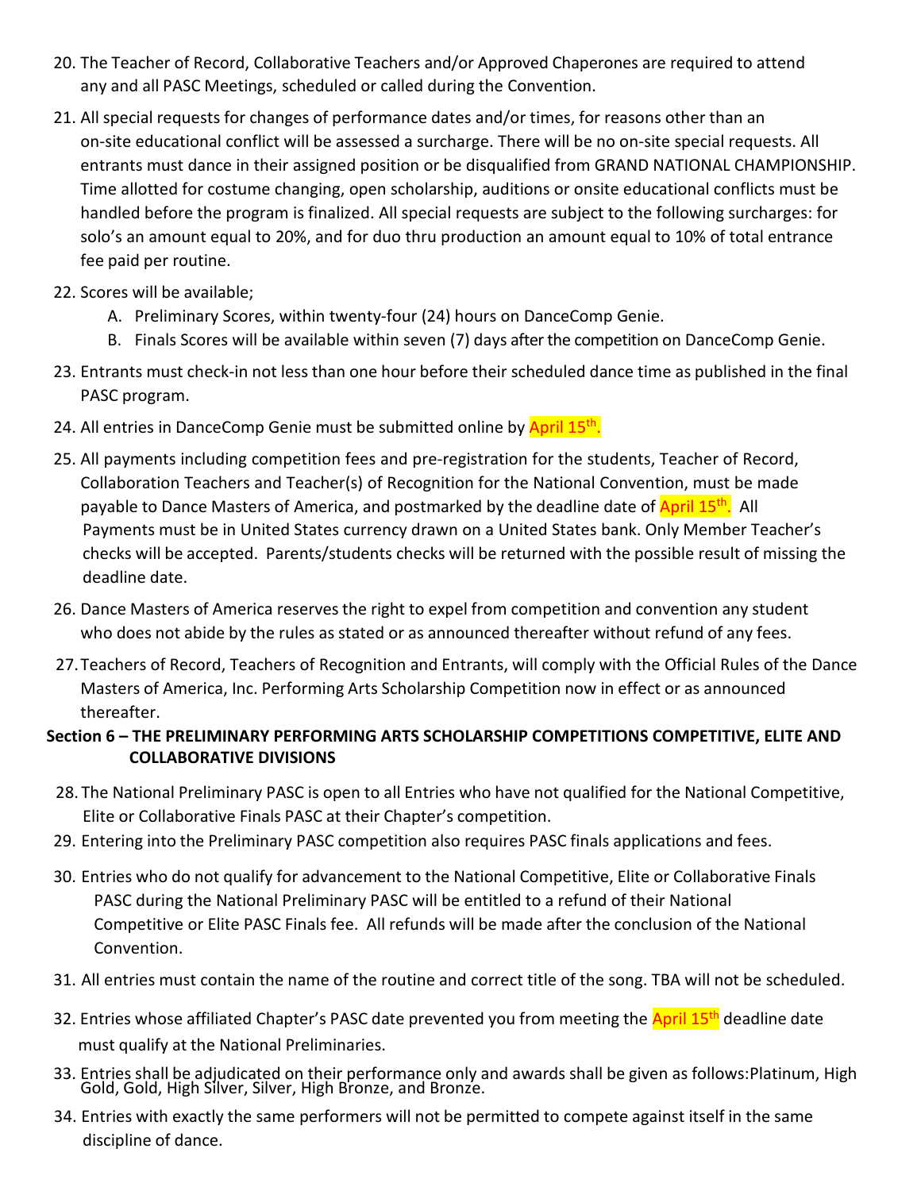20. The Teacher of Record, Collaborative Teachers and/or Approved Chaperones are required to attend any and all PASC Meetings, scheduled or called during the Convention.

21. All special requests for changes of performance dates and/or times, for reasons other than an on-site educational conflict will be assessed a surcharge. There will be no on-site special requests. All entrants must dance in their assigned position or be disqualified from GRAND NATIONAL CHAMPIONSHIP. Time allotted for costume changing, open scholarship, auditions or onsite educational conflicts must be handled before the program is finalized. All special requests are subject to the following surcharges: for solo's an amount equal to 20%, and for duo thru production an amount equal to 10% of total entrance fee paid per routine.

22. Scores will be available;
    A. Preliminary Scores, within twenty-four (24) hours on DanceComp Genie.
    B. Finals Scores will be available within seven (7) days after the competition on DanceComp Genie.

23. Entrants must check-in not less than one hour before their scheduled dance time as published in the final PASC program.

24. All entries in DanceComp Genie must be submitted online by April 15th.

25. All payments including competition fees and pre-registration for the students, Teacher of Record, Collaboration Teachers and Teacher(s) of Recognition for the National Convention, must be made payable to Dance Masters of America, and postmarked by the deadline date of April 15th. All Payments must be in United States currency drawn on a United States bank. Only Member Teacher's checks will be accepted. Parents/students checks will be returned with the possible result of missing the deadline date.

26. Dance Masters of America reserves the right to expel from competition and convention any student who does not abide by the rules as stated or as announced thereafter without refund of any fees.

27. Teachers of Record, Teachers of Recognition and Entrants, will comply with the Official Rules of the Dance Masters of America, Inc. Performing Arts Scholarship Competition now in effect or as announced thereafter.

**Section 6 – THE PRELIMINARY PERFORMING ARTS SCHOLARSHIP COMPETITIONS COMPETITIVE, ELITE AND COLLABORATIVE DIVISIONS**

28. The National Preliminary PASC is open to all Entries who have not qualified for the National Competitive, Elite or Collaborative Finals PASC at their Chapter's competition.

29. Entering into the Preliminary PASC competition also requires PASC finals applications and fees.

30. Entries who do not qualify for advancement to the National Competitive, Elite or Collaborative Finals PASC during the National Preliminary PASC will be entitled to a refund of their National Competitive or Elite PASC Finals fee. All refunds will be made after the conclusion of the National Convention.

31. All entries must contain the name of the routine and correct title of the song. TBA will not be scheduled.

32. Entries whose affiliated Chapter's PASC date prevented you from meeting the April 15th deadline date must qualify at the National Preliminaries.

33. Entries shall be adjudicated on their performance only and awards shall be given as follows:Platinum, High Gold, Gold, High Silver, Silver, High Bronze, and Bronze.

34. Entries with exactly the same performers will not be permitted to compete against itself in the same discipline of dance.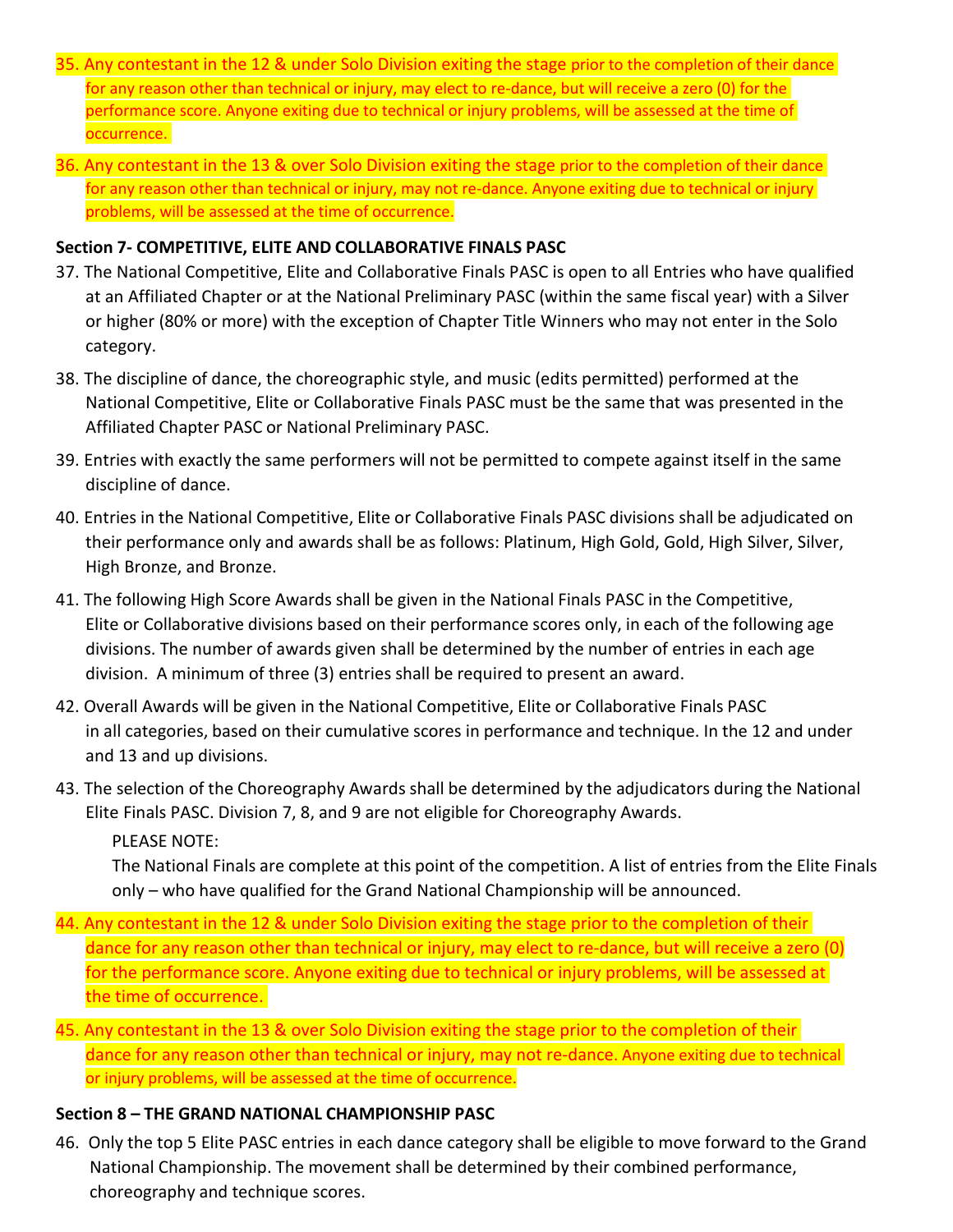35. Any contestant in the 12 & under Solo Division exiting the stage prior to the completion of their dance for any reason other than technical or injury, may elect to re-dance, but will receive a zero (0) for the performance score. Anyone exiting due to technical or injury problems, will be assessed at the time of occurrence.

36. Any contestant in the 13 & over Solo Division exiting the stage prior to the completion of their dance for any reason other than technical or injury, may not re-dance. Anyone exiting due to technical or injury problems, will be assessed at the time of occurrence.

**Section 7- COMPETITIVE, ELITE AND COLLABORATIVE FINALS PASC**

37. The National Competitive, Elite and Collaborative Finals PASC is open to all Entries who have qualified at an Affiliated Chapter or at the National Preliminary PASC (within the same fiscal year) with a Silver or higher (80% or more) with the exception of Chapter Title Winners who may not enter in the Solo category.

38. The discipline of dance, the choreographic style, and music (edits permitted) performed at the National Competitive, Elite or Collaborative Finals PASC must be the same that was presented in the Affiliated Chapter PASC or National Preliminary PASC.

39. Entries with exactly the same performers will not be permitted to compete against itself in the same discipline of dance.

40. Entries in the National Competitive, Elite or Collaborative Finals PASC divisions shall be adjudicated on their performance only and awards shall be as follows: Platinum, High Gold, Gold, High Silver, Silver, High Bronze, and Bronze.

41. The following High Score Awards shall be given in the National Finals PASC in the Competitive, Elite or Collaborative divisions based on their performance scores only, in each of the following age divisions. The number of awards given shall be determined by the number of entries in each age division. A minimum of three (3) entries shall be required to present an award.

42. Overall Awards will be given in the National Competitive, Elite or Collaborative Finals PASC in all categories, based on their cumulative scores in performance and technique. In the 12 and under and 13 and up divisions.

43. The selection of the Choreography Awards shall be determined by the adjudicators during the National Elite Finals PASC. Division 7, 8, and 9 are not eligible for Choreography Awards.

    PLEASE NOTE:
    The National Finals are complete at this point of the competition. A list of entries from the Elite Finals only – who have qualified for the Grand National Championship will be announced.

44. Any contestant in the 12 & under Solo Division exiting the stage prior to the completion of their dance for any reason other than technical or injury, may elect to re-dance, but will receive a zero (0) for the performance score. Anyone exiting due to technical or injury problems, will be assessed at the time of occurrence.

45. Any contestant in the 13 & over Solo Division exiting the stage prior to the completion of their dance for any reason other than technical or injury, may not re-dance. Anyone exiting due to technical or injury problems, will be assessed at the time of occurrence.

**Section 8 – THE GRAND NATIONAL CHAMPIONSHIP PASC**

46. Only the top 5 Elite PASC entries in each dance category shall be eligible to move forward to the Grand National Championship. The movement shall be determined by their combined performance, choreography and technique scores.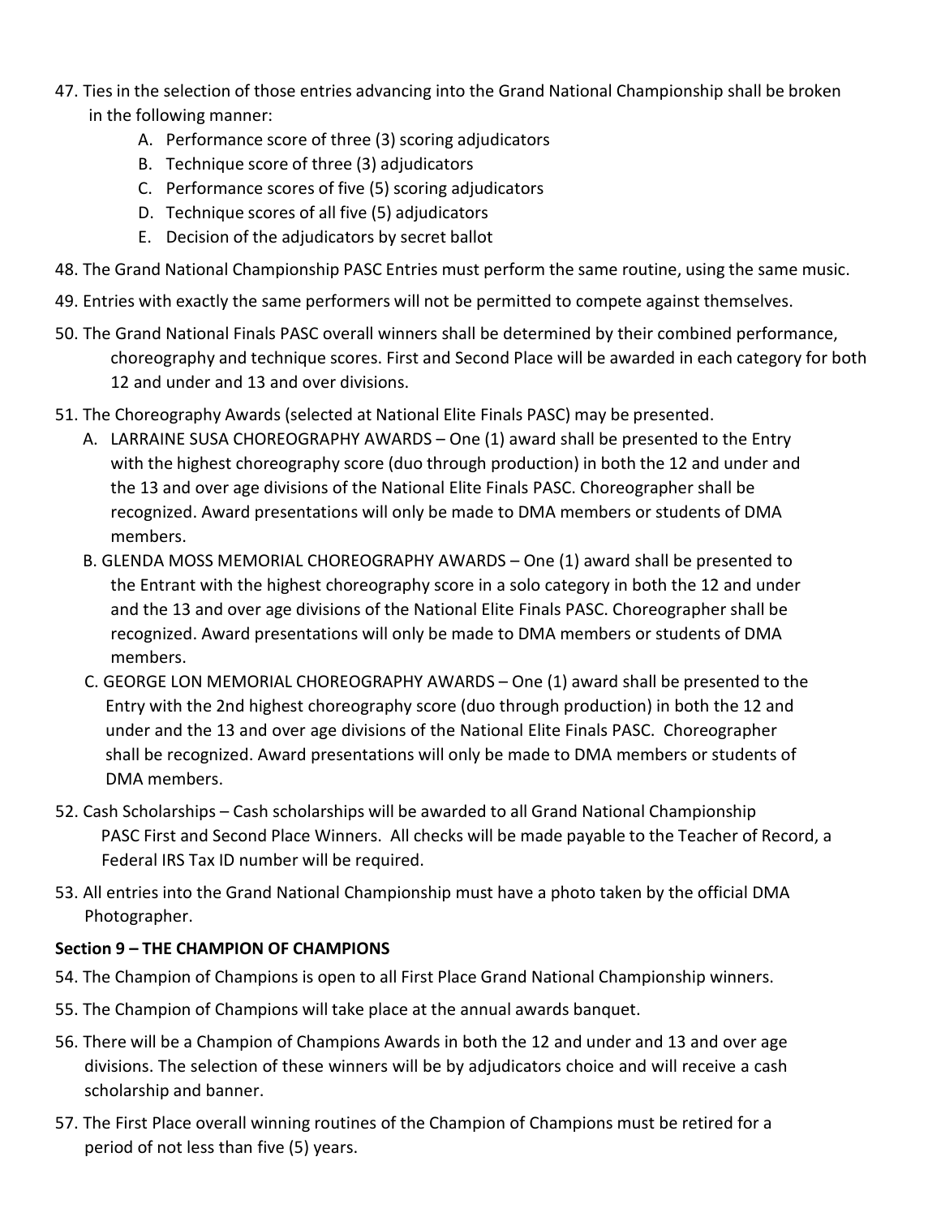47. Ties in the selection of those entries advancing into the Grand National Championship shall be broken in the following manner:
    A. Performance score of three (3) scoring adjudicators
    B. Technique score of three (3) adjudicators
    C. Performance scores of five (5) scoring adjudicators
    D. Technique scores of all five (5) adjudicators
    E. Decision of the adjudicators by secret ballot
48. The Grand National Championship PASC Entries must perform the same routine, using the same music.
49. Entries with exactly the same performers will not be permitted to compete against themselves.
50. The Grand National Finals PASC overall winners shall be determined by their combined performance, choreography and technique scores. First and Second Place will be awarded in each category for both 12 and under and 13 and over divisions.
51. The Choreography Awards (selected at National Elite Finals PASC) may be presented.
    A. LARRAINE SUSA CHOREOGRAPHY AWARDS – One (1) award shall be presented to the Entry with the highest choreography score (duo through production) in both the 12 and under and the 13 and over age divisions of the National Elite Finals PASC. Choreographer shall be recognized. Award presentations will only be made to DMA members or students of DMA members.
    B. GLENDA MOSS MEMORIAL CHOREOGRAPHY AWARDS – One (1) award shall be presented to the Entrant with the highest choreography score in a solo category in both the 12 and under and the 13 and over age divisions of the National Elite Finals PASC. Choreographer shall be recognized. Award presentations will only be made to DMA members or students of DMA members.
    C. GEORGE LON MEMORIAL CHOREOGRAPHY AWARDS – One (1) award shall be presented to the Entry with the 2nd highest choreography score (duo through production) in both the 12 and under and the 13 and over age divisions of the National Elite Finals PASC. Choreographer shall be recognized. Award presentations will only be made to DMA members or students of DMA members.
52. Cash Scholarships – Cash scholarships will be awarded to all Grand National Championship PASC First and Second Place Winners. All checks will be made payable to the Teacher of Record, a Federal IRS Tax ID number will be required.
53. All entries into the Grand National Championship must have a photo taken by the official DMA Photographer.

**Section 9 – THE CHAMPION OF CHAMPIONS**

54. The Champion of Champions is open to all First Place Grand National Championship winners.
55. The Champion of Champions will take place at the annual awards banquet.
56. There will be a Champion of Champions Awards in both the 12 and under and 13 and over age divisions. The selection of these winners will be by adjudicators choice and will receive a cash scholarship and banner.
57. The First Place overall winning routines of the Champion of Champions must be retired for a period of not less than five (5) years.